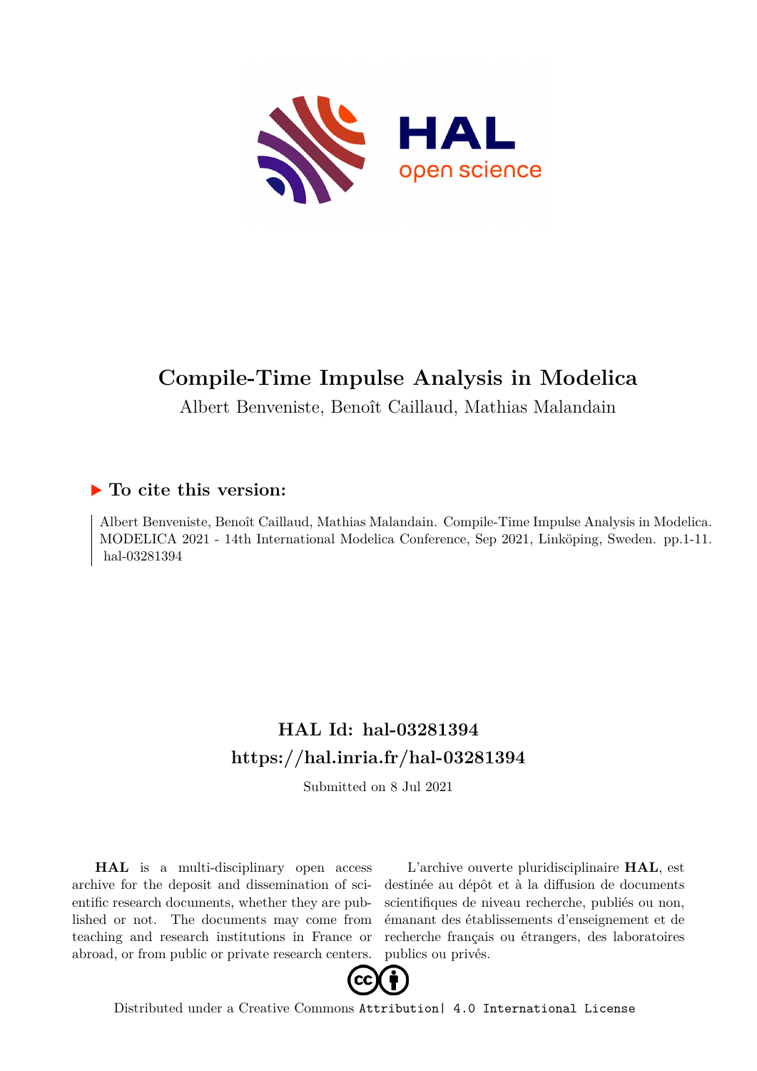# Compile-Time Impulse Analysis in Modelica

Albert Benveniste, Benoît Caillaud, Mathias Malandain

## ▶ To cite this version:

Albert Benveniste, Benoît Caillaud, Mathias Malandain. Compile-Time Impulse Analysis in Modelica. MODELICA 2021 - 14th International Modelica Conference, Sep 2021, Linköping, Sweden. pp.1-11. hal-03281394

## HAL Id: hal-03281394

## https://hal.inria.fr/hal-03281394

Submitted on 8 Jul 2021

**HAL** is a multi-disciplinary open access archive for the deposit and dissemination of scientific research documents, whether they are published or not. The documents may come from teaching and research institutions in France or abroad, or from public or private research centers.

L'archive ouverte pluridisciplinaire **HAL**, est destinée au dépôt et à la diffusion de documents scientifiques de niveau recherche, publiés ou non, émanant des établissements d'enseignement et de recherche français ou étrangers, des laboratoires publics ou privés.

Distributed under a Creative Commons Attribution| 4.0 International License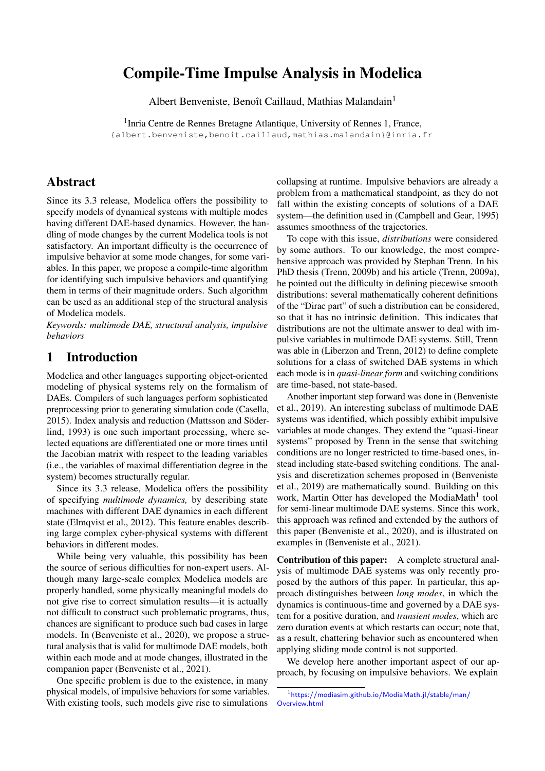# Compile-Time Impulse Analysis in Modelica

Albert Benveniste, Benoît Caillaud, Mathias Malandain[1]

[1]Inria Centre de Rennes Bretagne Atlantique, University of Rennes 1, France,
{albert.benveniste,benoit.caillaud,mathias.malandain}@inria.fr

## Abstract

Since its 3.3 release, Modelica offers the possibility to specify models of dynamical systems with multiple modes having different DAE-based dynamics. However, the handling of mode changes by the current Modelica tools is not satisfactory. An important difficulty is the occurrence of impulsive behavior at some mode changes, for some variables. In this paper, we propose a compile-time algorithm for identifying such impulsive behaviors and quantifying them in terms of their magnitude orders. Such algorithm can be used as an additional step of the structural analysis of Modelica models.

*Keywords: multimode DAE, structural analysis, impulsive behaviors*

## 1 Introduction

Modelica and other languages supporting object-oriented modeling of physical systems rely on the formalism of DAEs. Compilers of such languages perform sophisticated preprocessing prior to generating simulation code (Casella, 2015). Index analysis and reduction (Mattsson and Söderlind, 1993) is one such important processing, where selected equations are differentiated one or more times until the Jacobian matrix with respect to the leading variables (i.e., the variables of maximal differentiation degree in the system) becomes structurally regular.

Since its 3.3 release, Modelica offers the possibility of specifying *multimode dynamics,* by describing state machines with different DAE dynamics in each different state (Elmqvist et al., 2012). This feature enables describing large complex cyber-physical systems with different behaviors in different modes.

While being very valuable, this possibility has been the source of serious difficulties for non-expert users. Although many large-scale complex Modelica models are properly handled, some physically meaningful models do not give rise to correct simulation results—it is actually not difficult to construct such problematic programs, thus, chances are significant to produce such bad cases in large models. In (Benveniste et al., 2020), we propose a structural analysis that is valid for multimode DAE models, both within each mode and at mode changes, illustrated in the companion paper (Benveniste et al., 2021).

One specific problem is due to the existence, in many physical models, of impulsive behaviors for some variables. With existing tools, such models give rise to simulations collapsing at runtime. Impulsive behaviors are already a problem from a mathematical standpoint, as they do not fall within the existing concepts of solutions of a DAE system—the definition used in (Campbell and Gear, 1995) assumes smoothness of the trajectories.

To cope with this issue, *distributions* were considered by some authors. To our knowledge, the most comprehensive approach was provided by Stephan Trenn. In his PhD thesis (Trenn, 2009b) and his article (Trenn, 2009a), he pointed out the difficulty in defining piecewise smooth distributions: several mathematically coherent definitions of the "Dirac part" of such a distribution can be considered, so that it has no intrinsic definition. This indicates that distributions are not the ultimate answer to deal with impulsive variables in multimode DAE systems. Still, Trenn was able in (Liberzon and Trenn, 2012) to define complete solutions for a class of switched DAE systems in which each mode is in *quasi-linear form* and switching conditions are time-based, not state-based.

Another important step forward was done in (Benveniste et al., 2019). An interesting subclass of multimode DAE systems was identified, which possibly exhibit impulsive variables at mode changes. They extend the "quasi-linear systems" proposed by Trenn in the sense that switching conditions are no longer restricted to time-based ones, instead including state-based switching conditions. The analysis and discretization schemes proposed in (Benveniste et al., 2019) are mathematically sound. Building on this work, Martin Otter has developed the ModiaMath[1] tool for semi-linear multimode DAE systems. Since this work, this approach was refined and extended by the authors of this paper (Benveniste et al., 2020), and is illustrated on examples in (Benveniste et al., 2021).

**Contribution of this paper:** A complete structural analysis of multimode DAE systems was only recently proposed by the authors of this paper. In particular, this approach distinguishes between *long modes*, in which the dynamics is continuous-time and governed by a DAE system for a positive duration, and *transient modes*, which are zero duration events at which restarts can occur; note that, as a result, chattering behavior such as encountered when applying sliding mode control is not supported.

We develop here another important aspect of our approach, by focusing on impulsive behaviors. We explain

[1]https://modiasim.github.io/ModiaMath.jl/stable/man/Overview.html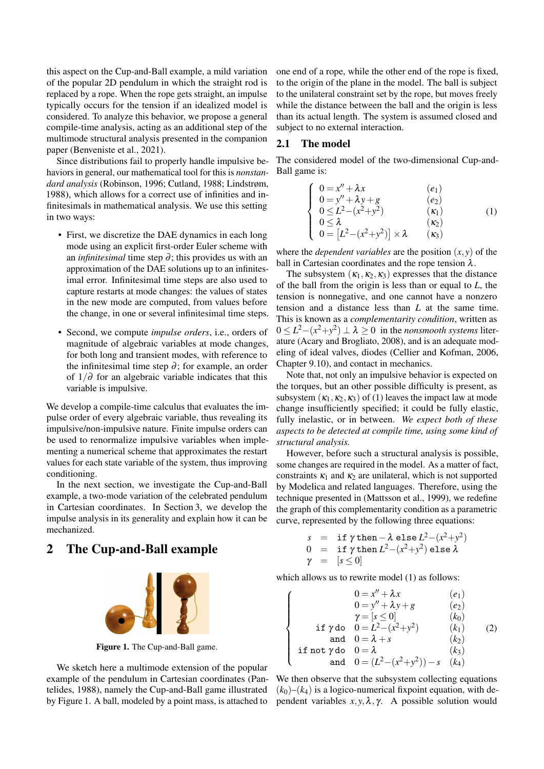this aspect on the Cup-and-Ball example, a mild variation of the popular 2D pendulum in which the straight rod is replaced by a rope. When the rope gets straight, an impulse typically occurs for the tension if an idealized model is considered. To analyze this behavior, we propose a general compile-time analysis, acting as an additional step of the multimode structural analysis presented in the companion paper (Benveniste et al., 2021).

Since distributions fail to properly handle impulsive behaviors in general, our mathematical tool for this is *nonstandard analysis* (Robinson, 1996; Cutland, 1988; Lindstrøm, 1988), which allows for a correct use of infinities and infinitesimals in mathematical analysis. We use this setting in two ways:

- First, we discretize the DAE dynamics in each long mode using an explicit first-order Euler scheme with an *infinitesimal* time step $\partial$; this provides us with an approximation of the DAE solutions up to an infinitesimal error. Infinitesimal time steps are also used to capture restarts at mode changes: the values of states in the new mode are computed, from values before the change, in one or several infinitesimal time steps.
- Second, we compute *impulse orders*, i.e., orders of magnitude of algebraic variables at mode changes, for both long and transient modes, with reference to the infinitesimal time step $\partial$; for example, an order of $1/\partial$ for an algebraic variable indicates that this variable is impulsive.

We develop a compile-time calculus that evaluates the impulse order of every algebraic variable, thus revealing its impulsive/non-impulsive nature. Finite impulse orders can be used to renormalize impulsive variables when implementing a numerical scheme that approximates the restart values for each state variable of the system, thus improving conditioning.

In the next section, we investigate the Cup-and-Ball example, a two-mode variation of the celebrated pendulum in Cartesian coordinates. In Section 3, we develop the impulse analysis in its generality and explain how it can be mechanized.

## 2 The Cup-and-Ball example

Figure 1. The Cup-and-Ball game.

We sketch here a multimode extension of the popular example of the pendulum in Cartesian coordinates (Pantelides, 1988), namely the Cup-and-Ball game illustrated by Figure 1. A ball, modeled by a point mass, is attached to one end of a rope, while the other end of the rope is fixed, to the origin of the plane in the model. The ball is subject to the unilateral constraint set by the rope, but moves freely while the distance between the ball and the origin is less than its actual length. The system is assumed closed and subject to no external interaction.

### 2.1 The model

The considered model of the two-dimensional Cup-and-Ball game is:

$$\left\{\begin{array}{ll} 0 = x'' + \lambda x & (e_1) \\ 0 = y'' + \lambda y + g & (e_2) \\ 0 \leq L^2 - (x^2+y^2) & (\kappa_1) \\ 0 \leq \lambda & (\kappa_2) \\ 0 = \left[L^2 - (x^2+y^2)\right] \times \lambda & (\kappa_3) \end{array}\right. \quad (1)$$

where the *dependent variables* are the position $(x,y)$ of the ball in Cartesian coordinates and the rope tension $\lambda$.

The subsystem $(\kappa_1, \kappa_2, \kappa_3)$ expresses that the distance of the ball from the origin is less than or equal to $L$, the tension is nonnegative, and one cannot have a nonzero tension and a distance less than $L$ at the same time. This is known as a *complementarity condition*, written as $0 \leq L^2 - (x^2+y^2) \perp \lambda \geq 0$ in the *nonsmooth systems* literature (Acary and Brogliato, 2008), and is an adequate modeling of ideal valves, diodes (Cellier and Kofman, 2006, Chapter 9.10), and contact in mechanics.

Note that, not only an impulsive behavior is expected on the torques, but an other possible difficulty is present, as subsystem $(\kappa_1, \kappa_2, \kappa_3)$ of (1) leaves the impact law at mode change insufficiently specified; it could be fully elastic, fully inelastic, or in between. *We expect both of these aspects to be detected at compile time, using some kind of structural analysis.*

However, before such a structural analysis is possible, some changes are required in the model. As a matter of fact, constraints $\kappa_1$ and $\kappa_2$ are unilateral, which is not supported by Modelica and related languages. Therefore, using the technique presented in (Mattsson et al., 1999), we redefine the graph of this complementarity condition as a parametric curve, represented by the following three equations:

$$\begin{array}{rcl} s &=& \texttt{if } \gamma \texttt{ then} -\lambda \texttt{ else } L^2 - (x^2+y^2) \\ 0 &=& \texttt{if } \gamma \texttt{ then } L^2 - (x^2+y^2) \texttt{ else } \lambda \\ \gamma &=& [s \leq 0] \end{array}$$

which allows us to rewrite model (1) as follows:

$$\left\{\begin{array}{rll} & 0 = x'' + \lambda x & (e_1) \\ & 0 = y'' + \lambda y + g & (e_2) \\ & \gamma = [s \leq 0] & (k_0) \\ \texttt{if } \gamma \texttt{ do} & 0 = L^2 - (x^2+y^2) & (k_1) \\ \texttt{and} & 0 = \lambda + s & (k_2) \\ \texttt{if not } \gamma \texttt{ do} & 0 = \lambda & (k_3) \\ \texttt{and} & 0 = (L^2 - (x^2+y^2)) - s & (k_4) \end{array}\right. \quad (2)$$

We then observe that the subsystem collecting equations $(k_0)$–$(k_4)$ is a logico-numerical fixpoint equation, with dependent variables $x, y, \lambda, \gamma$. A possible solution would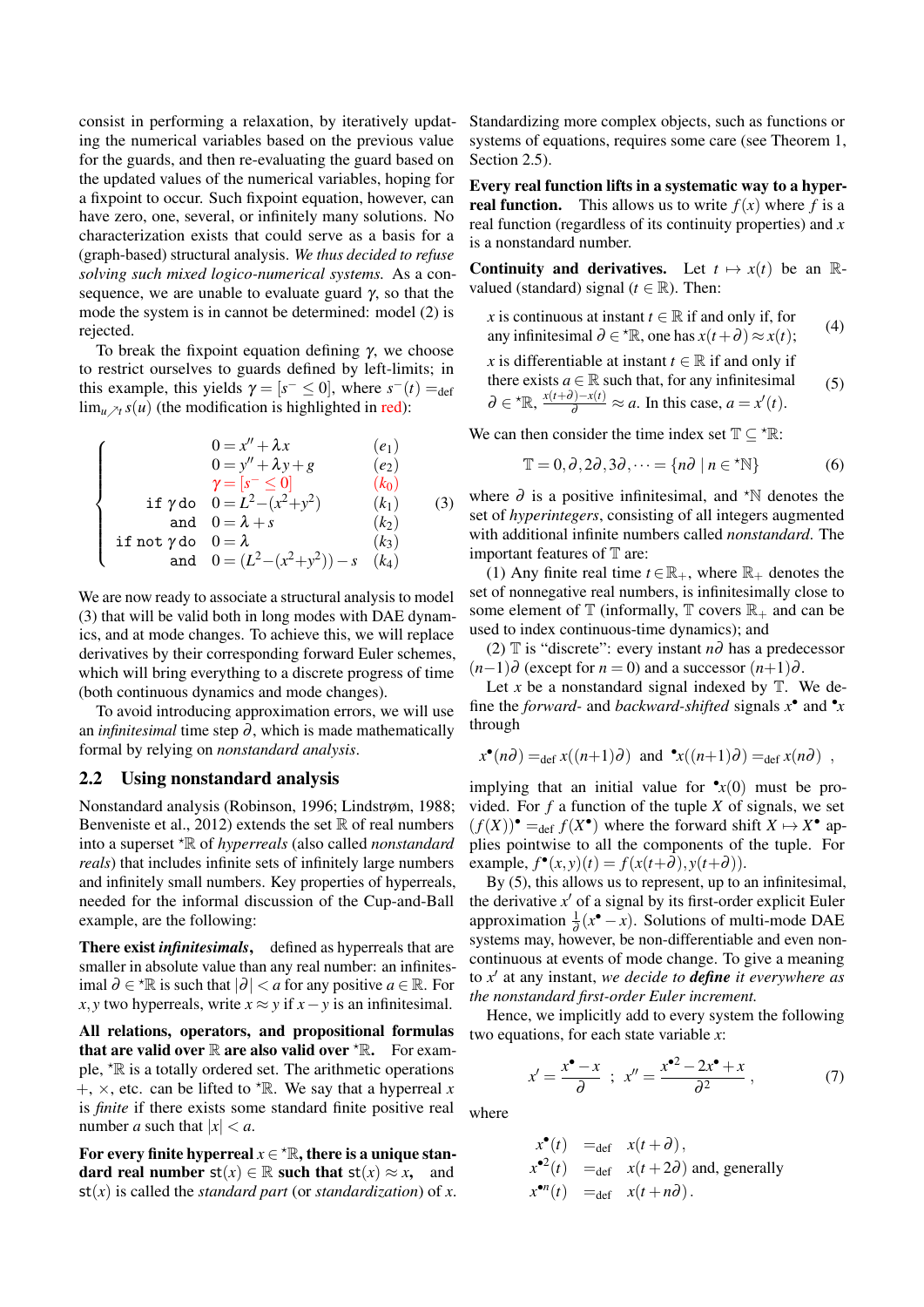consist in performing a relaxation, by iteratively updating the numerical variables based on the previous value for the guards, and then re-evaluating the guard based on the updated values of the numerical variables, hoping for a fixpoint to occur. Such fixpoint equation, however, can have zero, one, several, or infinitely many solutions. No characterization exists that could serve as a basis for a (graph-based) structural analysis. *We thus decided to refuse solving such mixed logico-numerical systems.* As a consequence, we are unable to evaluate guard $\gamma$, so that the mode the system is in cannot be determined: model (2) is rejected.

To break the fixpoint equation defining $\gamma$, we choose to restrict ourselves to guards defined by left-limits; in this example, this yields $\gamma = [s^- \leq 0]$, where $s^-(t) =_{\text{def}} \lim_{u \nearrow t} s(u)$ (the modification is highlighted in red):

$$
\left\{
\begin{array}{rll}
 & 0 = x'' + \lambda x & (e_1) \\
 & 0 = y'' + \lambda y + g & (e_2) \\
 & \gamma = [s^- \leq 0] & (k_0) \\
\texttt{if } \gamma \texttt{ do} & 0 = L^2 - (x^2 + y^2) & (k_1) \\
\texttt{and} & 0 = \lambda + s & (k_2) \\
\texttt{if not } \gamma \texttt{ do} & 0 = \lambda & (k_3) \\
\texttt{and} & 0 = (L^2 - (x^2 + y^2)) - s & (k_4)
\end{array}
\right. \quad (3)
$$

We are now ready to associate a structural analysis to model (3) that will be valid both in long modes with DAE dynamics, and at mode changes. To achieve this, we will replace derivatives by their corresponding forward Euler schemes, which will bring everything to a discrete progress of time (both continuous dynamics and mode changes).

To avoid introducing approximation errors, we will use an *infinitesimal* time step $\partial$, which is made mathematically formal by relying on *nonstandard analysis*.

## 2.2 Using nonstandard analysis

Nonstandard analysis (Robinson, 1996; Lindstrøm, 1988; Benveniste et al., 2012) extends the set $\mathbb{R}$ of real numbers into a superset ${}^\star\mathbb{R}$ of *hyperreals* (also called *nonstandard reals*) that includes infinite sets of infinitely large numbers and infinitely small numbers. Key properties of hyperreals, needed for the informal discussion of the Cup-and-Ball example, are the following:

**There exist *infinitesimals*,** defined as hyperreals that are smaller in absolute value than any real number: an infinitesimal $\partial \in {}^\star\mathbb{R}$ is such that $|\partial| < a$ for any positive $a \in \mathbb{R}$. For $x, y$ two hyperreals, write $x \approx y$ if $x - y$ is an infinitesimal.

**All relations, operators, and propositional formulas that are valid over $\mathbb{R}$ are also valid over ${}^\star\mathbb{R}$.** For example, ${}^\star\mathbb{R}$ is a totally ordered set. The arithmetic operations $+, \times$, etc. can be lifted to ${}^\star\mathbb{R}$. We say that a hyperreal $x$ is *finite* if there exists some standard finite positive real number $a$ such that $|x| < a$.

**For every finite hyperreal $x \in {}^\star\mathbb{R}$, there is a unique standard real number $\mathsf{st}(x) \in \mathbb{R}$ such that $\mathsf{st}(x) \approx x$,** and $\mathsf{st}(x)$ is called the *standard part* (or *standardization*) of $x$. Standardizing more complex objects, such as functions or systems of equations, requires some care (see Theorem 1, Section 2.5).

**Every real function lifts in a systematic way to a hyperreal function.** This allows us to write $f(x)$ where $f$ is a real function (regardless of its continuity properties) and $x$ is a nonstandard number.

**Continuity and derivatives.** Let $t \mapsto x(t)$ be an $\mathbb{R}$-valued (standard) signal ($t \in \mathbb{R}$). Then:

$x$ is continuous at instant $t \in \mathbb{R}$ if and only if, for any infinitesimal $\partial \in {}^\star\mathbb{R}$, one has $x(t+\partial) \approx x(t)$; (4)

$x$ is differentiable at instant $t \in \mathbb{R}$ if and only if there exists $a \in \mathbb{R}$ such that, for any infinitesimal $\partial \in {}^\star\mathbb{R}$, $\frac{x(t+\partial)-x(t)}{\partial} \approx a$. In this case, $a = x'(t)$. (5)

We can then consider the time index set $\mathbb{T} \subseteq {}^\star\mathbb{R}$:

$$
\mathbb{T} = 0, \partial, 2\partial, 3\partial, \cdots = \{n\partial \mid n \in {}^\star\mathbb{N}\} \quad (6)
$$

where $\partial$ is a positive infinitesimal, and ${}^\star\mathbb{N}$ denotes the set of *hyperintegers*, consisting of all integers augmented with additional infinite numbers called *nonstandard*. The important features of $\mathbb{T}$ are:

(1) Any finite real time $t \in \mathbb{R}_+$, where $\mathbb{R}_+$ denotes the set of nonnegative real numbers, is infinitesimally close to some element of $\mathbb{T}$ (informally, $\mathbb{T}$ covers $\mathbb{R}_+$ and can be used to index continuous-time dynamics); and

(2) $\mathbb{T}$ is "discrete": every instant $n\partial$ has a predecessor $(n-1)\partial$ (except for $n = 0$) and a successor $(n+1)\partial$.

Let $x$ be a nonstandard signal indexed by $\mathbb{T}$. We define the *forward*- and *backward-shifted* signals $x^\bullet$ and ${}^\bullet x$ through

$$
x^\bullet(n\partial) =_{\text{def}} x((n+1)\partial) \;\; \text{and} \;\; {}^\bullet x((n+1)\partial) =_{\text{def}} x(n\partial) \;\; ,
$$

implying that an initial value for ${}^\bullet x(0)$ must be provided. For $f$ a function of the tuple $X$ of signals, we set $(f(X))^\bullet =_{\text{def}} f(X^\bullet)$ where the forward shift $X \mapsto X^\bullet$ applies pointwise to all the components of the tuple. For example, $f^\bullet(x,y)(t) = f(x(t+\partial), y(t+\partial))$.

By (5), this allows us to represent, up to an infinitesimal, the derivative $x'$ of a signal by its first-order explicit Euler approximation $\frac{1}{\partial}(x^\bullet - x)$. Solutions of multi-mode DAE systems may, however, be non-differentiable and even non-continuous at events of mode change. To give a meaning to $x'$ at any instant, *we decide to **define** it everywhere as the nonstandard first-order Euler increment.*

Hence, we implicitly add to every system the following two equations, for each state variable $x$:

$$
x' = \frac{x^\bullet - x}{\partial} \;\; ; \;\; x'' = \frac{x^{\bullet 2} - 2x^\bullet + x}{\partial^2} \, , \quad (7)
$$

where

$$
\begin{array}{rcl}
x^\bullet(t) & =_{\text{def}} & x(t+\partial), \\
x^{\bullet 2}(t) & =_{\text{def}} & x(t+2\partial) \text{ and, generally} \\
x^{\bullet n}(t) & =_{\text{def}} & x(t+n\partial).
\end{array}
$$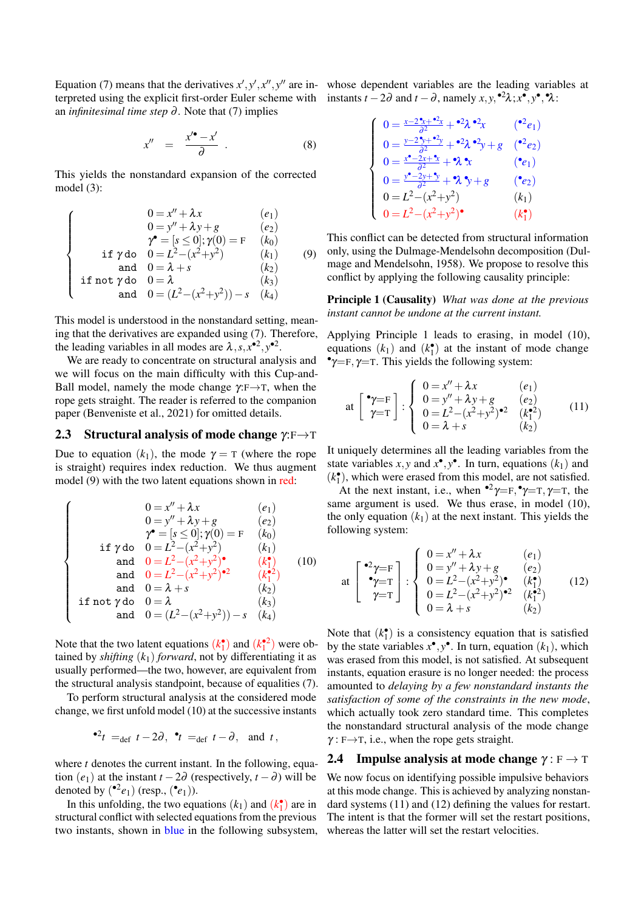Equation (7) means that the derivatives $x', y', x'', y''$ are interpreted using the explicit first-order Euler scheme with an *infinitesimal time step* $\partial$. Note that (7) implies

$$x'' \quad = \quad \frac{x'^{\bullet} - x'}{\partial} \quad . \tag{8}$$

This yields the nonstandard expansion of the corrected model (3):

$$\left\{\begin{array}{rll} & 0 = x'' + \lambda x & (e_1) \\ & 0 = y'' + \lambda y + g & (e_2) \\ & \gamma^{\bullet} = [s \leq 0]; \gamma(0) = \mathrm{F} & (k_0) \\ \texttt{if}\ \gamma\ \texttt{do} & 0 = L^2 - (x^2 + y^2) & (k_1) \\ \texttt{and} & 0 = \lambda + s & (k_2) \\ \texttt{if not}\ \gamma\ \texttt{do} & 0 = \lambda & (k_3) \\ \texttt{and} & 0 = (L^2 - (x^2 + y^2)) - s & (k_4) \end{array}\right. \tag{9}$$

This model is understood in the nonstandard setting, meaning that the derivatives are expanded using (7). Therefore, the leading variables in all modes are $\lambda, s, x^{\bullet 2}, y^{\bullet 2}$.

We are ready to concentrate on structural analysis and we will focus on the main difficulty with this Cup-and-Ball model, namely the mode change $\gamma$:F$\rightarrow$T, when the rope gets straight. The reader is referred to the companion paper (Benveniste et al., 2021) for omitted details.

## 2.3 Structural analysis of mode change $\gamma$:F$\rightarrow$T

Due to equation $(k_1)$, the mode $\gamma = \mathrm{T}$ (where the rope is straight) requires index reduction. We thus augment model (9) with the two latent equations shown in red:

$$\left\{\begin{array}{rll} & 0 = x'' + \lambda x & (e_1) \\ & 0 = y'' + \lambda y + g & (e_2) \\ & \gamma^{\bullet} = [s \leq 0]; \gamma(0) = \mathrm{F} & (k_0) \\ \texttt{if}\ \gamma\ \texttt{do} & 0 = L^2 - (x^2 + y^2) & (k_1) \\ \texttt{and} & 0 = L^2 - (x^2 + y^2)^{\bullet} & (k_1^{\bullet}) \\ \texttt{and} & 0 = L^2 - (x^2 + y^2)^{\bullet 2} & (k_1^{\bullet 2}) \\ \texttt{and} & 0 = \lambda + s & (k_2) \\ \texttt{if not}\ \gamma\ \texttt{do} & 0 = \lambda & (k_3) \\ \texttt{and} & 0 = (L^2 - (x^2 + y^2)) - s & (k_4) \end{array}\right. \tag{10}$$

Note that the two latent equations $(k_1^{\bullet})$ and $(k_1^{\bullet 2})$ were obtained by *shifting* $(k_1)$ *forward*, not by differentiating it as usually performed—the two, however, are equivalent from the structural analysis standpoint, because of equalities (7).

To perform structural analysis at the considered mode change, we first unfold model (10) at the successive instants

$$^{\bullet 2}t =_{\mathrm{def}} t - 2\partial, \quad ^{\bullet}t =_{\mathrm{def}} t - \partial, \quad \text{and } t,$$

where $t$ denotes the current instant. In the following, equation $(e_1)$ at the instant $t - 2\partial$ (respectively, $t - \partial$) will be denoted by $(^{\bullet 2}e_1)$ (resp., $(^{\bullet}e_1)$).

In this unfolding, the two equations $(k_1)$ and $(k_1^{\bullet})$ are in structural conflict with selected equations from the previous two instants, shown in blue in the following subsystem, whose dependent variables are the leading variables at instants $t - 2\partial$ and $t - \partial$, namely $x, y, {}^{\bullet 2}\lambda; x^{\bullet}, y^{\bullet}, {}^{\bullet}\lambda$:

$$\left\{\begin{array}{ll} 0 = \frac{x - 2\,{}^{\bullet}x + {}^{\bullet 2}x}{\partial^2} + {}^{\bullet 2}\lambda\, {}^{\bullet 2}x & ({}^{\bullet 2}e_1) \\ 0 = \frac{y - 2\,{}^{\bullet}y + {}^{\bullet 2}y}{\partial^2} + {}^{\bullet 2}\lambda\, {}^{\bullet 2}y + g & ({}^{\bullet 2}e_2) \\ 0 = \frac{x^{\bullet} - 2x + {}^{\bullet}x}{\partial^2} + {}^{\bullet}\lambda\, {}^{\bullet}x & ({}^{\bullet}e_1) \\ 0 = \frac{y^{\bullet} - 2y + {}^{\bullet}y}{\partial^2} + {}^{\bullet}\lambda\, {}^{\bullet}y + g & ({}^{\bullet}e_2) \\ 0 = L^2 - (x^2 + y^2) & (k_1) \\ 0 = L^2 - (x^2 + y^2)^{\bullet} & (k_1^{\bullet}) \end{array}\right.$$

This conflict can be detected from structural information only, using the Dulmage-Mendelsohn decomposition (Dulmage and Mendelsohn, 1958). We propose to resolve this conflict by applying the following causality principle:

**Principle 1 (Causality)** *What was done at the previous instant cannot be undone at the current instant.*

Applying Principle 1 leads to erasing, in model (10), equations $(k_1)$ and $(k_1^{\bullet})$ at the instant of mode change ${}^{\bullet}\gamma$=F, $\gamma$=T. This yields the following system:

$$\text{at} \left[\begin{array}{c} {}^{\bullet}\gamma = \mathrm{F} \\ \gamma = \mathrm{T} \end{array}\right] : \left\{\begin{array}{ll} 0 = x'' + \lambda x & (e_1) \\ 0 = y'' + \lambda y + g & (e_2) \\ 0 = L^2 - (x^2 + y^2)^{\bullet 2} & (k_1^{\bullet 2}) \\ 0 = \lambda + s & (k_2) \end{array}\right. \tag{11}$$

It uniquely determines all the leading variables from the state variables $x, y$ and $x^{\bullet}, y^{\bullet}$. In turn, equations $(k_1)$ and $(k_1^{\bullet})$, which were erased from this model, are not satisfied.

At the next instant, i.e., when ${}^{\bullet 2}\gamma$=F, ${}^{\bullet}\gamma$=T, $\gamma$=T, the same argument is used. We thus erase, in model (10), the only equation $(k_1)$ at the next instant. This yields the following system:

$$\text{at} \left[\begin{array}{c} {}^{\bullet 2}\gamma = \mathrm{F} \\ {}^{\bullet}\gamma = \mathrm{T} \\ \gamma = \mathrm{T} \end{array}\right] : \left\{\begin{array}{ll} 0 = x'' + \lambda x & (e_1) \\ 0 = y'' + \lambda y + g & (e_2) \\ 0 = L^2 - (x^2 + y^2)^{\bullet} & (k_1^{\bullet}) \\ 0 = L^2 - (x^2 + y^2)^{\bullet 2} & (k_1^{\bullet 2}) \\ 0 = \lambda + s & (k_2) \end{array}\right. \tag{12}$$

Note that $(k_1^{\bullet})$ is a consistency equation that is satisfied by the state variables $x^{\bullet}, y^{\bullet}$. In turn, equation $(k_1)$, which was erased from this model, is not satisfied. At subsequent instants, equation erasure is no longer needed: the process amounted to *delaying by a few nonstandard instants the satisfaction of some of the constraints in the new mode*, which actually took zero standard time. This completes the nonstandard structural analysis of the mode change $\gamma$ : F$\rightarrow$T, i.e., when the rope gets straight.

## 2.4 Impulse analysis at mode change $\gamma$ : F $\rightarrow$ T

We now focus on identifying possible impulsive behaviors at this mode change. This is achieved by analyzing nonstandard systems (11) and (12) defining the values for restart. The intent is that the former will set the restart positions, whereas the latter will set the restart velocities.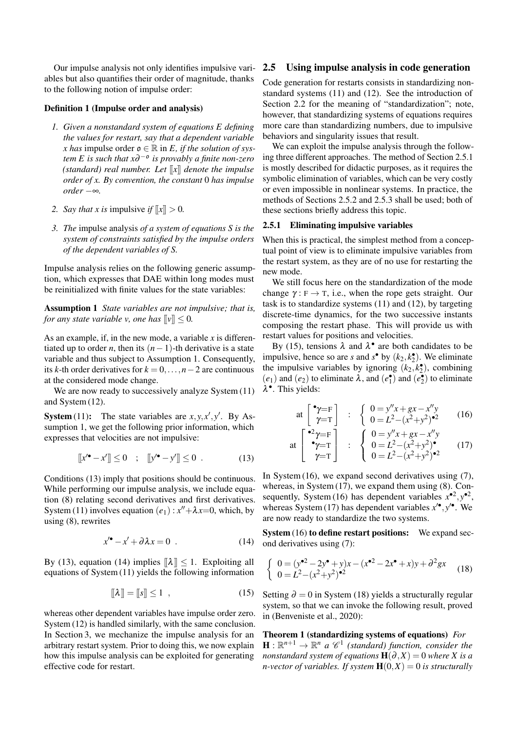Our impulse analysis not only identifies impulsive variables but also quantifies their order of magnitude, thanks to the following notion of impulse order:

**Definition 1 (Impulse order and analysis)**

1. *Given a nonstandard system of equations $E$ defining the values for restart, say that a dependent variable $x$ has* impulse order $\mathfrak{o} \in \mathbb{R}$ in $E$, *if the solution of system $E$ is such that $x\partial^{-\mathfrak{o}}$ is provably a finite non-zero (standard) real number. Let $[\![x]\!]$ denote the impulse order of $x$. By convention, the constant $0$ has impulse order $-\infty$.*

2. *Say that $x$ is* impulsive *if $[\![x]\!] > 0$.*

3. *The* impulse analysis *of a system of equations $S$ is the system of constraints satisfied by the impulse orders of the dependent variables of $S$.*

Impulse analysis relies on the following generic assumption, which expresses that DAE within long modes must be reinitialized with finite values for the state variables:

**Assumption 1** *State variables are not impulsive; that is, for any state variable $v$, one has $[\![v]\!] \leq 0$.*

As an example, if, in the new mode, a variable $x$ is differentiated up to order $n$, then its $(n-1)$-th derivative is a state variable and thus subject to Assumption 1. Consequently, its $k$-th order derivatives for $k = 0, \ldots, n-2$ are continuous at the considered mode change.

We are now ready to successively analyze System (11) and System (12).

**System (11):** The state variables are $x, y, x', y'$. By Assumption 1, we get the following prior information, which expresses that velocities are not impulsive:

$$[\![x'^{\bullet} - x']\!] \leq 0 \quad ; \quad [\![y'^{\bullet} - y']\!] \leq 0 \ . \tag{13}$$

Conditions (13) imply that positions should be continuous. While performing our impulse analysis, we include equation (8) relating second derivatives and first derivatives. System (11) involves equation $(e_1) : x'' + \lambda x = 0$, which, by using (8), rewrites

$$x'^{\bullet} - x' + \partial \lambda x = 0 \ . \tag{14}$$

By (13), equation (14) implies $[\![\lambda]\!] \leq 1$. Exploiting all equations of System (11) yields the following information

$$[\![\lambda]\!] = [\![s]\!] \leq 1 \ , \tag{15}$$

whereas other dependent variables have impulse order zero. System (12) is handled similarly, with the same conclusion. In Section 3, we mechanize the impulse analysis for an arbitrary restart system. Prior to doing this, we now explain how this impulse analysis can be exploited for generating effective code for restart.

## 2.5 Using impulse analysis in code generation

Code generation for restarts consists in standardizing nonstandard systems (11) and (12). See the introduction of Section 2.2 for the meaning of "standardization"; note, however, that standardizing systems of equations requires more care than standardizing numbers, due to impulsive behaviors and singularity issues that result.

We can exploit the impulse analysis through the following three different approaches. The method of Section 2.5.1 is mostly described for didactic purposes, as it requires the symbolic elimination of variables, which can be very costly or even impossible in nonlinear systems. In practice, the methods of Sections 2.5.2 and 2.5.3 shall be used; both of these sections briefly address this topic.

### 2.5.1 Eliminating impulsive variables

When this is practical, the simplest method from a conceptual point of view is to eliminate impulsive variables from the restart system, as they are of no use for restarting the new mode.

We still focus here on the standardization of the mode change $\gamma : \mathrm{F} \to \mathrm{T}$, i.e., when the rope gets straight. Our task is to standardize systems (11) and (12), by targeting discrete-time dynamics, for the two successive instants composing the restart phase. This will provide us with restart values for positions and velocities.

By (15), tensions $\lambda$ and $\lambda^{\bullet}$ are both candidates to be impulsive, hence so are $s$ and $s^{\bullet}$ by $(k_2, k_2^{\bullet})$. We eliminate the impulsive variables by ignoring $(k_2, k_2^{\bullet})$, combining $(e_1)$ and $(e_2)$ to eliminate $\lambda$, and $(e_1^{\bullet})$ and $(e_2^{\bullet})$ to eliminate $\lambda^{\bullet}$. This yields:

$$\text{at} \begin{bmatrix} {}^{\bullet}\gamma{=}\mathrm{F} \\ \gamma{=}\mathrm{T} \end{bmatrix} \ : \ \begin{cases} 0 = y''x + gx - x''y \\ 0 = L^2 - (x^2+y^2)^{\bullet 2} \end{cases} \tag{16}$$

$$\text{at} \begin{bmatrix} {}^{\bullet 2}\gamma{=}\mathrm{F} \\ {}^{\bullet}\gamma{=}\mathrm{T} \\ \gamma{=}\mathrm{T} \end{bmatrix} \ : \ \begin{cases} 0 = y''x + gx - x''y \\ 0 = L^2 - (x^2+y^2)^{\bullet} \\ 0 = L^2 - (x^2+y^2)^{\bullet 2} \end{cases} \tag{17}$$

In System (16), we expand second derivatives using (7), whereas, in System (17), we expand them using (8). Consequently, System (16) has dependent variables $x^{\bullet 2}, y^{\bullet 2}$, whereas System (17) has dependent variables $x'^{\bullet}, y'^{\bullet}$. We are now ready to standardize the two systems.

**System (16) to define restart positions:** We expand second derivatives using (7):

$$\begin{cases} 0 = (y^{\bullet 2} - 2y^{\bullet} + y)x - (x^{\bullet 2} - 2x^{\bullet} + x)y + \partial^2 gx \\ 0 = L^2 - (x^2+y^2)^{\bullet 2} \end{cases} \tag{18}$$

Setting $\partial = 0$ in System (18) yields a structurally regular system, so that we can invoke the following result, proved in (Benveniste et al., 2020):

**Theorem 1 (standardizing systems of equations)** *For $\mathbf{H} : \mathbb{R}^{n+1} \to \mathbb{R}^n$ a $\mathscr{C}^1$ (standard) function, consider the nonstandard system of equations $\mathbf{H}(\partial, X) = 0$ where $X$ is a $n$-vector of variables. If system $\mathbf{H}(0, X) = 0$ is structurally*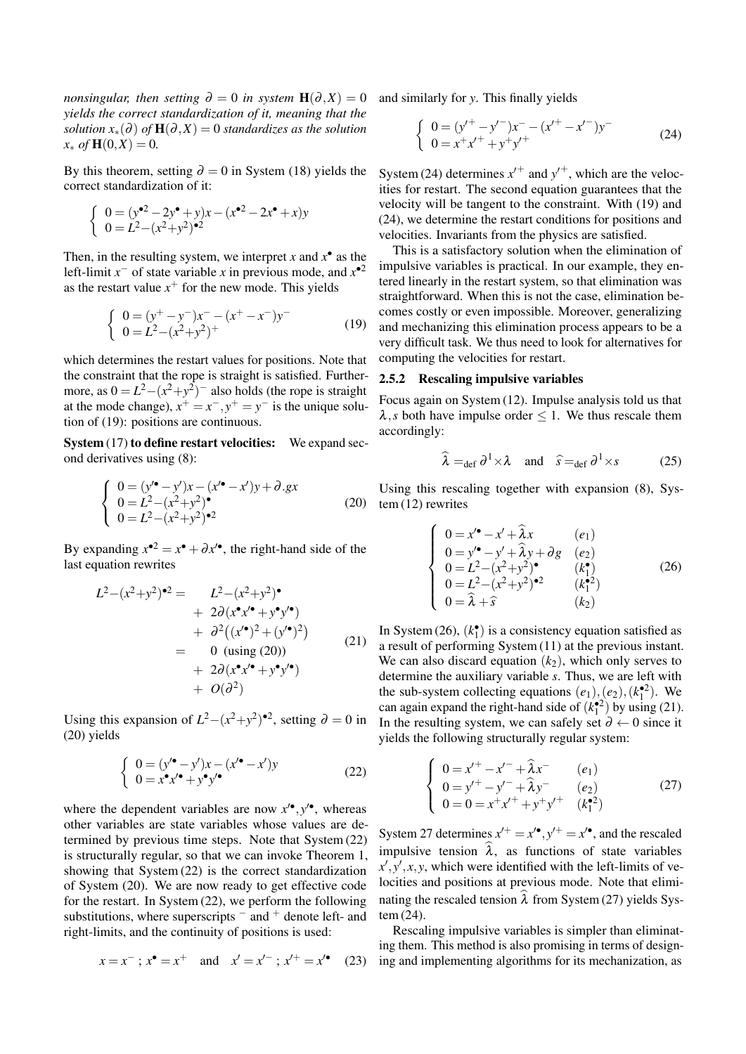*nonsingular, then setting $\partial = 0$ in system $\mathbf{H}(\partial, X) = 0$ yields the correct standardization of it, meaning that the solution $x_*(\partial)$ of $\mathbf{H}(\partial, X) = 0$ standardizes as the solution $x_*$ of $\mathbf{H}(0, X) = 0$.*

By this theorem, setting $\partial = 0$ in System (18) yields the correct standardization of it:

$$\left\{ \begin{array}{l} 0 = (y^{\bullet 2} - 2y^{\bullet} + y)x - (x^{\bullet 2} - 2x^{\bullet} + x)y \\ 0 = L^2 - (x^2 + y^2)^{\bullet 2} \end{array} \right.$$

Then, in the resulting system, we interpret $x$ and $x^{\bullet}$ as the left-limit $x^-$ of state variable $x$ in previous mode, and $x^{\bullet 2}$ as the restart value $x^+$ for the new mode. This yields

$$\left\{ \begin{array}{l} 0 = (y^+ - y^-)x^- - (x^+ - x^-)y^- \\ 0 = L^2 - (x^2 + y^2)^+ \end{array} \right. \tag{19}$$

which determines the restart values for positions. Note that the constraint that the rope is straight is satisfied. Furthermore, as $0 = L^2 - (x^2 + y^2)^-$ also holds (the rope is straight at the mode change), $x^+ = x^-, y^+ = y^-$ is the unique solution of (19): positions are continuous.

**System (17) to define restart velocities:** We expand second derivatives using (8):

$$\left\{ \begin{array}{l} 0 = (y'^{\bullet} - y')x - (x'^{\bullet} - x')y + \partial.gx \\ 0 = L^2 - (x^2 + y^2)^{\bullet} \\ 0 = L^2 - (x^2 + y^2)^{\bullet 2} \end{array} \right. \tag{20}$$

By expanding $x^{\bullet 2} = x^{\bullet} + \partial x'^{\bullet}$, the right-hand side of the last equation rewrites

$$\begin{array}{rcl} L^2 - (x^2 + y^2)^{\bullet 2} = & & L^2 - (x^2 + y^2)^{\bullet} \\ & + & 2\partial(x^{\bullet}x'^{\bullet} + y^{\bullet}y'^{\bullet}) \\ & + & \partial^2\big((x'^{\bullet})^2 + (y'^{\bullet})^2\big) \\ = & & 0 \ \text{(using (20))} \\ & + & 2\partial(x^{\bullet}x'^{\bullet} + y^{\bullet}y'^{\bullet}) \\ & + & O(\partial^2) \end{array} \tag{21}$$

Using this expansion of $L^2 - (x^2 + y^2)^{\bullet 2}$, setting $\partial = 0$ in (20) yields

$$\left\{ \begin{array}{l} 0 = (y'^{\bullet} - y')x - (x'^{\bullet} - x')y \\ 0 = x^{\bullet}x'^{\bullet} + y^{\bullet}y'^{\bullet} \end{array} \right. \tag{22}$$

where the dependent variables are now $x'^{\bullet}, y'^{\bullet}$, whereas other variables are state variables whose values are determined by previous time steps. Note that System (22) is structurally regular, so that we can invoke Theorem 1, showing that System (22) is the correct standardization of System (20). We are now ready to get effective code for the restart. In System (22), we perform the following substitutions, where superscripts $^-$ and $^+$ denote left- and right-limits, and the continuity of positions is used:

$$x = x^- \ ; \ x^{\bullet} = x^+ \quad \text{and} \quad x' = x'^- \ ; \ x'^+ = x'^{\bullet} \tag{23}$$

and similarly for $y$. This finally yields

$$\left\{ \begin{array}{l} 0 = (y'^+ - y'^-)x^- - (x'^+ - x'^-)y^- \\ 0 = x^+x'^+ + y^+y'^+ \end{array} \right. \tag{24}$$

System (24) determines $x'^+$ and $y'^+$, which are the velocities for restart. The second equation guarantees that the velocity will be tangent to the constraint. With (19) and (24), we determine the restart conditions for positions and velocities. Invariants from the physics are satisfied.

This is a satisfactory solution when the elimination of impulsive variables is practical. In our example, they entered linearly in the restart system, so that elimination was straightforward. When this is not the case, elimination becomes costly or even impossible. Moreover, generalizing and mechanizing this elimination process appears to be a very difficult task. We thus need to look for alternatives for computing the velocities for restart.

### 2.5.2 Rescaling impulsive variables

Focus again on System (12). Impulse analysis told us that $\lambda, s$ both have impulse order $\leq 1$. We thus rescale them accordingly:

$$\widehat{\lambda} =_{\text{def}} \partial^1 \times \lambda \quad \text{and} \quad \widehat{s} =_{\text{def}} \partial^1 \times s \tag{25}$$

Using this rescaling together with expansion (8), System (12) rewrites

$$\left\{ \begin{array}{ll} 0 = x'^{\bullet} - x' + \widehat{\lambda}x & (e_1) \\ 0 = y'^{\bullet} - y' + \widehat{\lambda}y + \partial g & (e_2) \\ 0 = L^2 - (x^2 + y^2)^{\bullet} & (k_1^{\bullet}) \\ 0 = L^2 - (x^2 + y^2)^{\bullet 2} & (k_1^{\bullet 2}) \\ 0 = \widehat{\lambda} + \widehat{s} & (k_2) \end{array} \right. \tag{26}$$

In System (26), $(k_1^{\bullet})$ is a consistency equation satisfied as a result of performing System (11) at the previous instant. We can also discard equation $(k_2)$, which only serves to determine the auxiliary variable $s$. Thus, we are left with the sub-system collecting equations $(e_1), (e_2), (k_1^{\bullet 2})$. We can again expand the right-hand side of $(k_1^{\bullet 2})$ by using (21). In the resulting system, we can safely set $\partial \leftarrow 0$ since it yields the following structurally regular system:

$$\left\{ \begin{array}{ll} 0 = x'^+ - x'^- + \widehat{\lambda}x^- & (e_1) \\ 0 = y'^+ - y'^- + \widehat{\lambda}y^- & (e_2) \\ 0 = 0 = x^+x'^+ + y^+y'^+ & (k_1^{\bullet 2}) \end{array} \right. \tag{27}$$

System 27 determines $x'^+ = x'^{\bullet}, y'^+ = x'^{\bullet}$, and the rescaled impulsive tension $\widehat{\lambda}$, as functions of state variables $x', y', x, y$, which were identified with the left-limits of velocities and positions at previous mode. Note that eliminating the rescaled tension $\widehat{\lambda}$ from System (27) yields System (24).

Rescaling impulsive variables is simpler than eliminating them. This method is also promising in terms of designing and implementing algorithms for its mechanization, as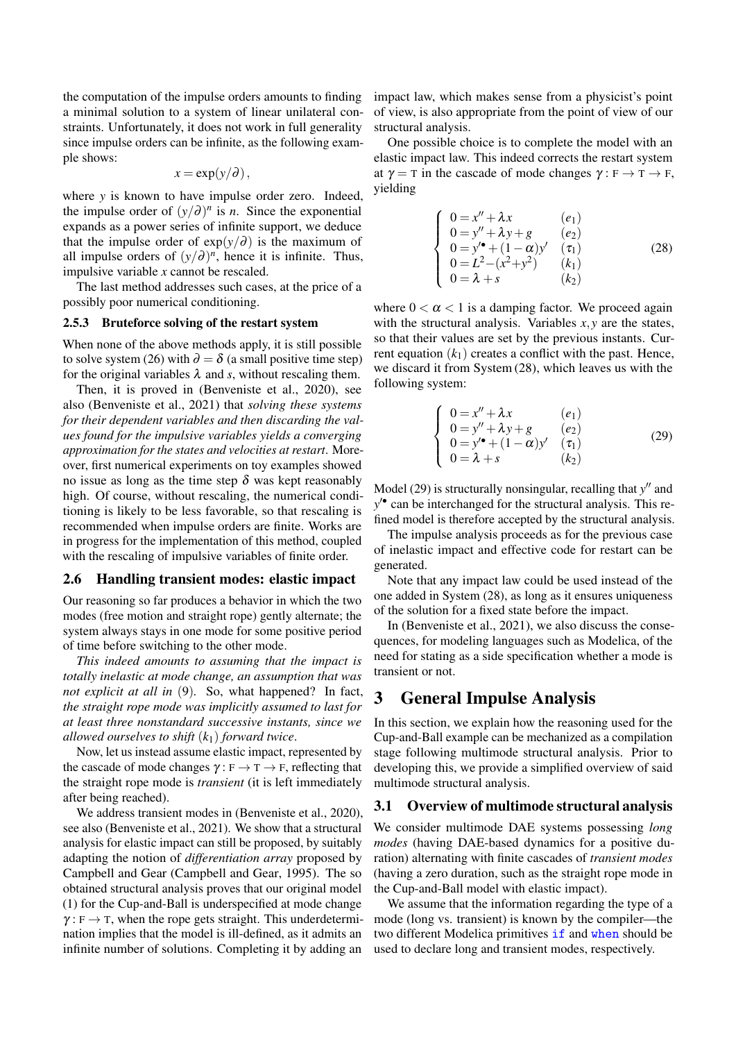the computation of the impulse orders amounts to finding a minimal solution to a system of linear unilateral constraints. Unfortunately, it does not work in full generality since impulse orders can be infinite, as the following example shows:

$$x = \exp(y/\partial),$$

where $y$ is known to have impulse order zero. Indeed, the impulse order of $(y/\partial)^n$ is $n$. Since the exponential expands as a power series of infinite support, we deduce that the impulse order of $\exp(y/\partial)$ is the maximum of all impulse orders of $(y/\partial)^n$, hence it is infinite. Thus, impulsive variable $x$ cannot be rescaled.

The last method addresses such cases, at the price of a possibly poor numerical conditioning.

### 2.5.3 Bruteforce solving of the restart system

When none of the above methods apply, it is still possible to solve system (26) with $\partial = \delta$ (a small positive time step) for the original variables $\lambda$ and $s$, without rescaling them.

Then, it is proved in (Benveniste et al., 2020), see also (Benveniste et al., 2021) that *solving these systems for their dependent variables and then discarding the values found for the impulsive variables yields a converging approximation for the states and velocities at restart*. Moreover, first numerical experiments on toy examples showed no issue as long as the time step $\delta$ was kept reasonably high. Of course, without rescaling, the numerical conditioning is likely to be less favorable, so that rescaling is recommended when impulse orders are finite. Works are in progress for the implementation of this method, coupled with the rescaling of impulsive variables of finite order.

## 2.6 Handling transient modes: elastic impact

Our reasoning so far produces a behavior in which the two modes (free motion and straight rope) gently alternate; the system always stays in one mode for some positive period of time before switching to the other mode.

*This indeed amounts to assuming that the impact is totally inelastic at mode change, an assumption that was not explicit at all in* (9)*.* So, what happened? In fact, *the straight rope mode was implicitly assumed to last for at least three nonstandard successive instants, since we allowed ourselves to shift* $(k_1)$ *forward twice.*

Now, let us instead assume elastic impact, represented by the cascade of mode changes $\gamma : \text{F} \to \text{T} \to \text{F}$, reflecting that the straight rope mode is *transient* (it is left immediately after being reached).

We address transient modes in (Benveniste et al., 2020), see also (Benveniste et al., 2021). We show that a structural analysis for elastic impact can still be proposed, by suitably adapting the notion of *differentiation array* proposed by Campbell and Gear (Campbell and Gear, 1995). The so obtained structural analysis proves that our original model (1) for the Cup-and-Ball is underspecified at mode change $\gamma : \text{F} \to \text{T}$, when the rope gets straight. This underdetermination implies that the model is ill-defined, as it admits an infinite number of solutions. Completing it by adding an impact law, which makes sense from a physicist's point of view, is also appropriate from the point of view of our structural analysis.

One possible choice is to complete the model with an elastic impact law. This indeed corrects the restart system at $\gamma = \text{T}$ in the cascade of mode changes $\gamma : \text{F} \to \text{T} \to \text{F}$, yielding

$$\left\{\begin{array}{ll} 0 = x'' + \lambda x & (e_1) \\ 0 = y'' + \lambda y + g & (e_2) \\ 0 = y'^{\bullet} + (1-\alpha)y' & (\tau_1) \\ 0 = L^2 - (x^2+y^2) & (k_1) \\ 0 = \lambda + s & (k_2) \end{array}\right. \tag{28}$$

where $0 < \alpha < 1$ is a damping factor. We proceed again with the structural analysis. Variables $x, y$ are the states, so that their values are set by the previous instants. Current equation $(k_1)$ creates a conflict with the past. Hence, we discard it from System (28), which leaves us with the following system:

$$\left\{\begin{array}{ll} 0 = x'' + \lambda x & (e_1) \\ 0 = y'' + \lambda y + g & (e_2) \\ 0 = y'^{\bullet} + (1-\alpha)y' & (\tau_1) \\ 0 = \lambda + s & (k_2) \end{array}\right. \tag{29}$$

Model (29) is structurally nonsingular, recalling that $y''$ and $y'^{\bullet}$ can be interchanged for the structural analysis. This refined model is therefore accepted by the structural analysis.

The impulse analysis proceeds as for the previous case of inelastic impact and effective code for restart can be generated.

Note that any impact law could be used instead of the one added in System (28), as long as it ensures uniqueness of the solution for a fixed state before the impact.

In (Benveniste et al., 2021), we also discuss the consequences, for modeling languages such as Modelica, of the need for stating as a side specification whether a mode is transient or not.

# 3 General Impulse Analysis

In this section, we explain how the reasoning used for the Cup-and-Ball example can be mechanized as a compilation stage following multimode structural analysis. Prior to developing this, we provide a simplified overview of said multimode structural analysis.

## 3.1 Overview of multimode structural analysis

We consider multimode DAE systems possessing *long modes* (having DAE-based dynamics for a positive duration) alternating with finite cascades of *transient modes* (having a zero duration, such as the straight rope mode in the Cup-and-Ball model with elastic impact).

We assume that the information regarding the type of a mode (long vs. transient) is known by the compiler—the two different Modelica primitives `if` and `when` should be used to declare long and transient modes, respectively.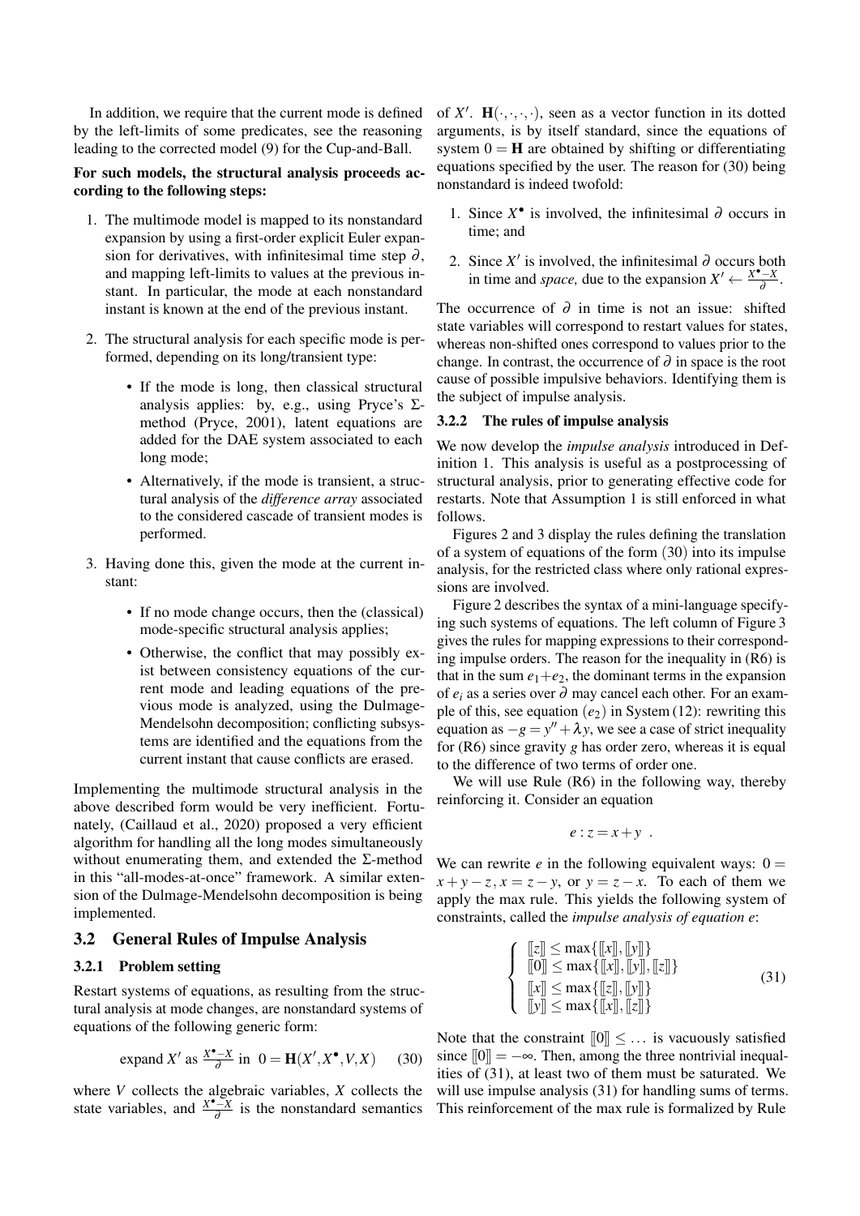In addition, we require that the current mode is defined by the left-limits of some predicates, see the reasoning leading to the corrected model (9) for the Cup-and-Ball.

**For such models, the structural analysis proceeds according to the following steps:**

1. The multimode model is mapped to its nonstandard expansion by using a first-order explicit Euler expansion for derivatives, with infinitesimal time step $\partial$, and mapping left-limits to values at the previous instant. In particular, the mode at each nonstandard instant is known at the end of the previous instant.
2. The structural analysis for each specific mode is performed, depending on its long/transient type:
   - If the mode is long, then classical structural analysis applies: by, e.g., using Pryce's $\Sigma$-method (Pryce, 2001), latent equations are added for the DAE system associated to each long mode;
   - Alternatively, if the mode is transient, a structural analysis of the *difference array* associated to the considered cascade of transient modes is performed.
3. Having done this, given the mode at the current instant:
   - If no mode change occurs, then the (classical) mode-specific structural analysis applies;
   - Otherwise, the conflict that may possibly exist between consistency equations of the current mode and leading equations of the previous mode is analyzed, using the Dulmage-Mendelsohn decomposition; conflicting subsystems are identified and the equations from the current instant that cause conflicts are erased.

Implementing the multimode structural analysis in the above described form would be very inefficient. Fortunately, (Caillaud et al., 2020) proposed a very efficient algorithm for handling all the long modes simultaneously without enumerating them, and extended the $\Sigma$-method in this "all-modes-at-once" framework. A similar extension of the Dulmage-Mendelsohn decomposition is being implemented.

## 3.2 General Rules of Impulse Analysis

### 3.2.1 Problem setting

Restart systems of equations, as resulting from the structural analysis at mode changes, are nonstandard systems of equations of the following generic form:

$$\text{expand } X' \text{ as } \frac{X^\bullet - X}{\partial} \text{ in } 0 = \mathbf{H}(X', X^\bullet, V, X) \tag{30}$$

where $V$ collects the algebraic variables, $X$ collects the state variables, and $\frac{X^\bullet - X}{\partial}$ is the nonstandard semantics of $X'$. $\mathbf{H}(\cdot,\cdot,\cdot,\cdot)$, seen as a vector function in its dotted arguments, is by itself standard, since the equations of system $0 = \mathbf{H}$ are obtained by shifting or differentiating equations specified by the user. The reason for (30) being nonstandard is indeed twofold:

1. Since $X^\bullet$ is involved, the infinitesimal $\partial$ occurs in time; and
2. Since $X'$ is involved, the infinitesimal $\partial$ occurs both in time and *space,* due to the expansion $X' \leftarrow \frac{X^\bullet - X}{\partial}$.

The occurrence of $\partial$ in time is not an issue: shifted state variables will correspond to restart values for states, whereas non-shifted ones correspond to values prior to the change. In contrast, the occurrence of $\partial$ in space is the root cause of possible impulsive behaviors. Identifying them is the subject of impulse analysis.

### 3.2.2 The rules of impulse analysis

We now develop the *impulse analysis* introduced in Definition 1. This analysis is useful as a postprocessing of structural analysis, prior to generating effective code for restarts. Note that Assumption 1 is still enforced in what follows.

Figures 2 and 3 display the rules defining the translation of a system of equations of the form (30) into its impulse analysis, for the restricted class where only rational expressions are involved.

Figure 2 describes the syntax of a mini-language specifying such systems of equations. The left column of Figure 3 gives the rules for mapping expressions to their corresponding impulse orders. The reason for the inequality in (R6) is that in the sum $e_1 + e_2$, the dominant terms in the expansion of $e_i$ as a series over $\partial$ may cancel each other. For an example of this, see equation $(e_2)$ in System (12): rewriting this equation as $-g = y'' + \lambda y$, we see a case of strict inequality for (R6) since gravity $g$ has order zero, whereas it is equal to the difference of two terms of order one.

We will use Rule (R6) in the following way, thereby reinforcing it. Consider an equation

$$e : z = x + y \ .$$

We can rewrite $e$ in the following equivalent ways: $0 = x + y - z$, $x = z - y$, or $y = z - x$. To each of them we apply the max rule. This yields the following system of constraints, called the *impulse analysis of equation e*:

$$\left\{ \begin{array}{l} [\![z]\!] \leq \max\{[\![x]\!], [\![y]\!]\} \\ [\![0]\!] \leq \max\{[\![x]\!], [\![y]\!], [\![z]\!]\} \\ [\![x]\!] \leq \max\{[\![z]\!], [\![y]\!]\} \\ [\![y]\!] \leq \max\{[\![x]\!], [\![z]\!]\} \end{array} \right. \tag{31}$$

Note that the constraint $[\![0]\!] \leq \dots$ is vacuously satisfied since $[\![0]\!] = -\infty$. Then, among the three nontrivial inequalities of (31), at least two of them must be saturated. We will use impulse analysis (31) for handling sums of terms. This reinforcement of the max rule is formalized by Rule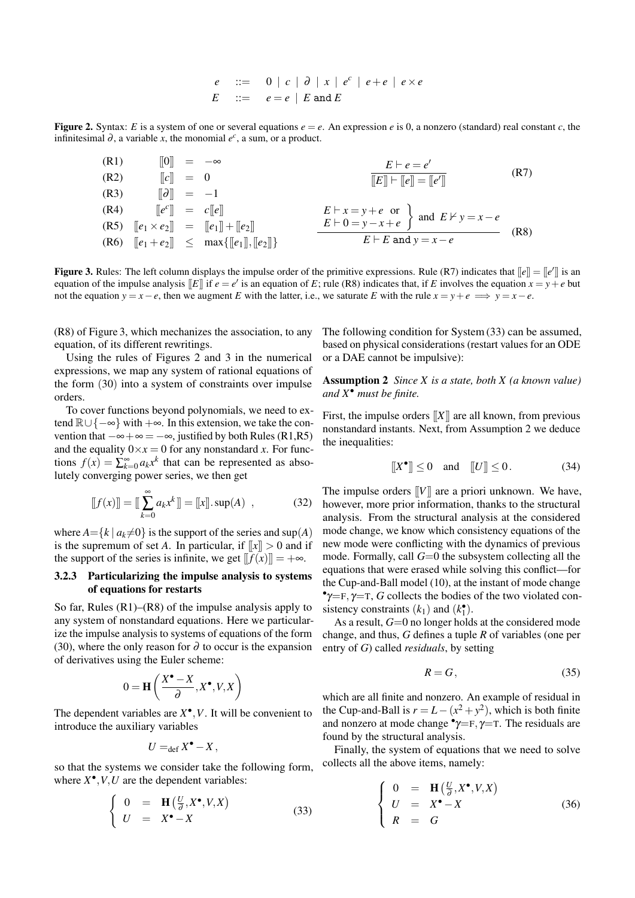$$
\begin{array}{rcl}
e & ::= & 0 \mid c \mid \partial \mid x \mid e^c \mid e+e \mid e\times e \\
E & ::= & e=e \mid E \text{ and } E
\end{array}
$$

**Figure 2.** Syntax: $E$ is a system of one or several equations $e=e$. An expression $e$ is 0, a nonzero (standard) real constant $c$, the infinitesimal $\partial$, a variable $x$, the monomial $e^c$, a sum, or a product.

$$
\begin{array}{llcl}
\text{(R1)} & [\![0]\!] & = & -\infty \\
\text{(R2)} & [\![c]\!] & = & 0 \\
\text{(R3)} & [\![\partial]\!] & = & -1 \\
\text{(R4)} & [\![e^c]\!] & = & c[\![e]\!] \\
\text{(R5)} & [\![e_1\times e_2]\!] & = & [\![e_1]\!]+[\![e_2]\!] \\
\text{(R6)} & [\![e_1+e_2]\!] & \leq & \max\{[\![e_1]\!],[\![e_2]\!]\}
\end{array}
$$

$$
\frac{E\vdash e=e'}{[\![E]\!]\vdash [\![e]\!]=[\![e']\!]} \quad \text{(R7)}
$$

$$
\frac{\left.\begin{array}{l} E\vdash x=y+e \;\text{ or} \\ E\vdash 0=y-x+e\end{array}\right\} \text{ and } E\nvdash y=x-e}{E\vdash E \text{ and } y=x-e} \quad \text{(R8)}
$$

**Figure 3.** Rules: The left column displays the impulse order of the primitive expressions. Rule (R7) indicates that $[\![e]\!]=[\![e']\!]$ is an equation of the impulse analysis $[\![E]\!]$ if $e=e'$ is an equation of $E$; rule (R8) indicates that, if $E$ involves the equation $x=y+e$ but not the equation $y=x-e$, then we augment $E$ with the latter, i.e., we saturate $E$ with the rule $x=y+e \implies y=x-e$.

(R8) of Figure 3, which mechanizes the association, to any equation, of its different rewritings.

Using the rules of Figures 2 and 3 in the numerical expressions, we map any system of rational equations of the form (30) into a system of constraints over impulse orders.

To cover functions beyond polynomials, we need to extend $\mathbb{R}\cup\{-\infty\}$ with $+\infty$. In this extension, we take the convention that $-\infty+\infty=-\infty$, justified by both Rules (R1,R5) and the equality $0\times x=0$ for any nonstandard $x$. For functions $f(x)=\sum_{k=0}^{\infty}a_kx^k$ that can be represented as absolutely converging power series, we then get

$$
[\![f(x)]\!]=[\![\sum_{k=0}^{\infty}a_kx^k]\!]=[\![x]\!].\sup(A) \quad , \tag{32}
$$

where $A=\{k \mid a_k\neq 0\}$ is the support of the series and $\sup(A)$ is the supremum of set $A$. In particular, if $[\![x]\!]>0$ and if the support of the series is infinite, we get $[\![f(x)]\!]=+\infty$.

### 3.2.3 Particularizing the impulse analysis to systems of equations for restarts

So far, Rules (R1)–(R8) of the impulse analysis apply to any system of nonstandard equations. Here we particularize the impulse analysis to systems of equations of the form (30), where the only reason for $\partial$ to occur is the expansion of derivatives using the Euler scheme:

$$
0=\mathbf{H}\left(\frac{X^\bullet-X}{\partial},X^\bullet,V,X\right)
$$

The dependent variables are $X^\bullet,V$. It will be convenient to introduce the auxiliary variables

$$
U=_{\text{def}}X^\bullet-X\,,
$$

so that the systems we consider take the following form, where $X^\bullet,V,U$ are the dependent variables:

$$
\left\{\begin{array}{rcl} 0 & = & \mathbf{H}\left(\frac{U}{\partial},X^\bullet,V,X\right) \\ U & = & X^\bullet-X \end{array}\right. \tag{33}
$$

The following condition for System (33) can be assumed, based on physical considerations (restart values for an ODE or a DAE cannot be impulsive):

**Assumption 2** *Since $X$ is a state, both $X$ (a known value) and $X^\bullet$ must be finite.*

First, the impulse orders $[\![X]\!]$ are all known, from previous nonstandard instants. Next, from Assumption 2 we deduce the inequalities:

$$
[\![X^\bullet]\!]\leq 0 \quad \text{and} \quad [\![U]\!]\leq 0\,. \tag{34}
$$

The impulse orders $[\![V]\!]$ are a priori unknown. We have, however, more prior information, thanks to the structural analysis. From the structural analysis at the considered mode change, we know which consistency equations of the new mode were conflicting with the dynamics of previous mode. Formally, call $G=0$ the subsystem collecting all the equations that were erased while solving this conflict—for the Cup-and-Ball model (10), at the instant of mode change ${}^\bullet\gamma=\text{F},\gamma=\text{T}$, $G$ collects the bodies of the two violated consistency constraints $(k_1)$ and $(k_1^\bullet)$.

As a result, $G=0$ no longer holds at the considered mode change, and thus, $G$ defines a tuple $R$ of variables (one per entry of $G$) called *residuals*, by setting

$$
R=G\,, \tag{35}
$$

which are all finite and nonzero. An example of residual in the Cup-and-Ball is $r=L-(x^2+y^2)$, which is both finite and nonzero at mode change ${}^\bullet\gamma=\text{F},\gamma=\text{T}$. The residuals are found by the structural analysis.

Finally, the system of equations that we need to solve collects all the above items, namely:

$$
\left\{\begin{array}{rcl} 0 & = & \mathbf{H}\left(\frac{U}{\partial},X^\bullet,V,X\right) \\ U & = & X^\bullet-X \\ R & = & G \end{array}\right. \tag{36}
$$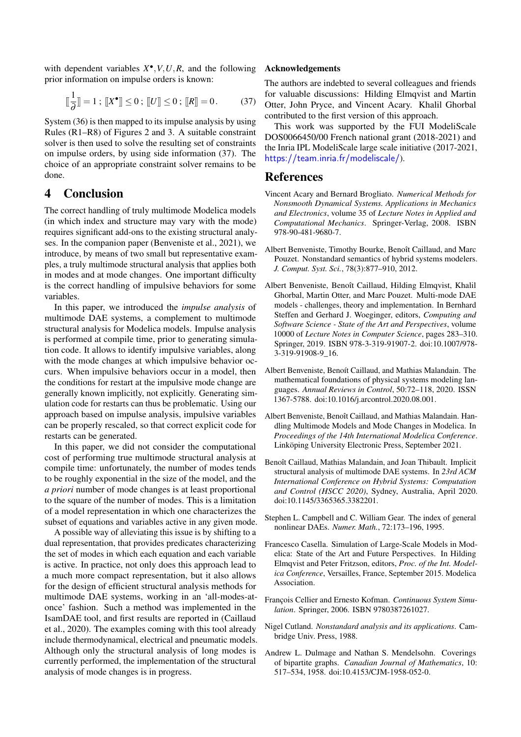with dependent variables $X^{\bullet}, V, U, R$, and the following prior information on impulse orders is known:

$$[\![\frac{1}{\partial}]\!] = 1 \,;\; [\![X^{\bullet}]\!] \leq 0 \,;\; [\![U]\!] \leq 0 \,;\; [\![R]\!] = 0 \,. \tag{37}$$

System (36) is then mapped to its impulse analysis by using Rules (R1–R8) of Figures 2 and 3. A suitable constraint solver is then used to solve the resulting set of constraints on impulse orders, by using side information (37). The choice of an appropriate constraint solver remains to be done.

# 4 Conclusion

The correct handling of truly multimode Modelica models (in which index and structure may vary with the mode) requires significant add-ons to the existing structural analyses. In the companion paper (Benveniste et al., 2021), we introduce, by means of two small but representative examples, a truly multimode structural analysis that applies both in modes and at mode changes. One important difficulty is the correct handling of impulsive behaviors for some variables.

In this paper, we introduced the *impulse analysis* of multimode DAE systems, a complement to multimode structural analysis for Modelica models. Impulse analysis is performed at compile time, prior to generating simulation code. It allows to identify impulsive variables, along with the mode changes at which impulsive behavior occurs. When impulsive behaviors occur in a model, then the conditions for restart at the impulsive mode change are generally known implicitly, not explicitly. Generating simulation code for restarts can thus be problematic. Using our approach based on impulse analysis, impulsive variables can be properly rescaled, so that correct explicit code for restarts can be generated.

In this paper, we did not consider the computational cost of performing true multimode structural analysis at compile time: unfortunately, the number of modes tends to be roughly exponential in the size of the model, and the *a priori* number of mode changes is at least proportional to the square of the number of modes. This is a limitation of a model representation in which one characterizes the subset of equations and variables active in any given mode.

A possible way of alleviating this issue is by shifting to a dual representation, that provides predicates characterizing the set of modes in which each equation and each variable is active. In practice, not only does this approach lead to a much more compact representation, but it also allows for the design of efficient structural analysis methods for multimode DAE systems, working in an 'all-modes-at-once' fashion. Such a method was implemented in the IsamDAE tool, and first results are reported in (Caillaud et al., 2020). The examples coming with this tool already include thermodynamical, electrical and pneumatic models. Although only the structural analysis of long modes is currently performed, the implementation of the structural analysis of mode changes is in progress.

## Acknowledgements

The authors are indebted to several colleagues and friends for valuable discussions: Hilding Elmqvist and Martin Otter, John Pryce, and Vincent Acary. Khalil Ghorbal contributed to the first version of this approach.

This work was supported by the FUI ModeliScale DOS0066450/00 French national grant (2018-2021) and the Inria IPL ModeliScale large scale initiative (2017-2021, https://team.inria.fr/modeliscale/).

# References

Vincent Acary and Bernard Brogliato. *Numerical Methods for Nonsmooth Dynamical Systems. Applications in Mechanics and Electronics*, volume 35 of *Lecture Notes in Applied and Computational Mechanics*. Springer-Verlag, 2008. ISBN 978-90-481-9680-7.

Albert Benveniste, Timothy Bourke, Benoît Caillaud, and Marc Pouzet. Nonstandard semantics of hybrid systems modelers. *J. Comput. Syst. Sci.*, 78(3):877–910, 2012.

Albert Benveniste, Benoît Caillaud, Hilding Elmqvist, Khalil Ghorbal, Martin Otter, and Marc Pouzet. Multi-mode DAE models - challenges, theory and implementation. In Bernhard Steffen and Gerhard J. Woeginger, editors, *Computing and Software Science - State of the Art and Perspectives*, volume 10000 of *Lecture Notes in Computer Science*, pages 283–310. Springer, 2019. ISBN 978-3-319-91907-2. doi:10.1007/978-3-319-91908-9_16.

Albert Benveniste, Benoît Caillaud, and Mathias Malandain. The mathematical foundations of physical systems modeling languages. *Annual Reviews in Control*, 50:72–118, 2020. ISSN 1367-5788. doi:10.1016/j.arcontrol.2020.08.001.

Albert Benveniste, Benoît Caillaud, and Mathias Malandain. Handling Multimode Models and Mode Changes in Modelica. In *Proceedings of the 14th International Modelica Conference*. Linköping University Electronic Press, September 2021.

Benoît Caillaud, Mathias Malandain, and Joan Thibault. Implicit structural analysis of multimode DAE systems. In *23rd ACM International Conference on Hybrid Systems: Computation and Control (HSCC 2020)*, Sydney, Australia, April 2020. doi:10.1145/3365365.3382201.

Stephen L. Campbell and C. William Gear. The index of general nonlinear DAEs. *Numer. Math.*, 72:173–196, 1995.

Francesco Casella. Simulation of Large-Scale Models in Modelica: State of the Art and Future Perspectives. In Hilding Elmqvist and Peter Fritzson, editors, *Proc. of the Int. Modelica Conference*, Versailles, France, September 2015. Modelica Association.

François Cellier and Ernesto Kofman. *Continuous System Simulation*. Springer, 2006. ISBN 9780387261027.

Nigel Cutland. *Nonstandard analysis and its applications*. Cambridge Univ. Press, 1988.

Andrew L. Dulmage and Nathan S. Mendelsohn. Coverings of bipartite graphs. *Canadian Journal of Mathematics*, 10: 517–534, 1958. doi:10.4153/CJM-1958-052-0.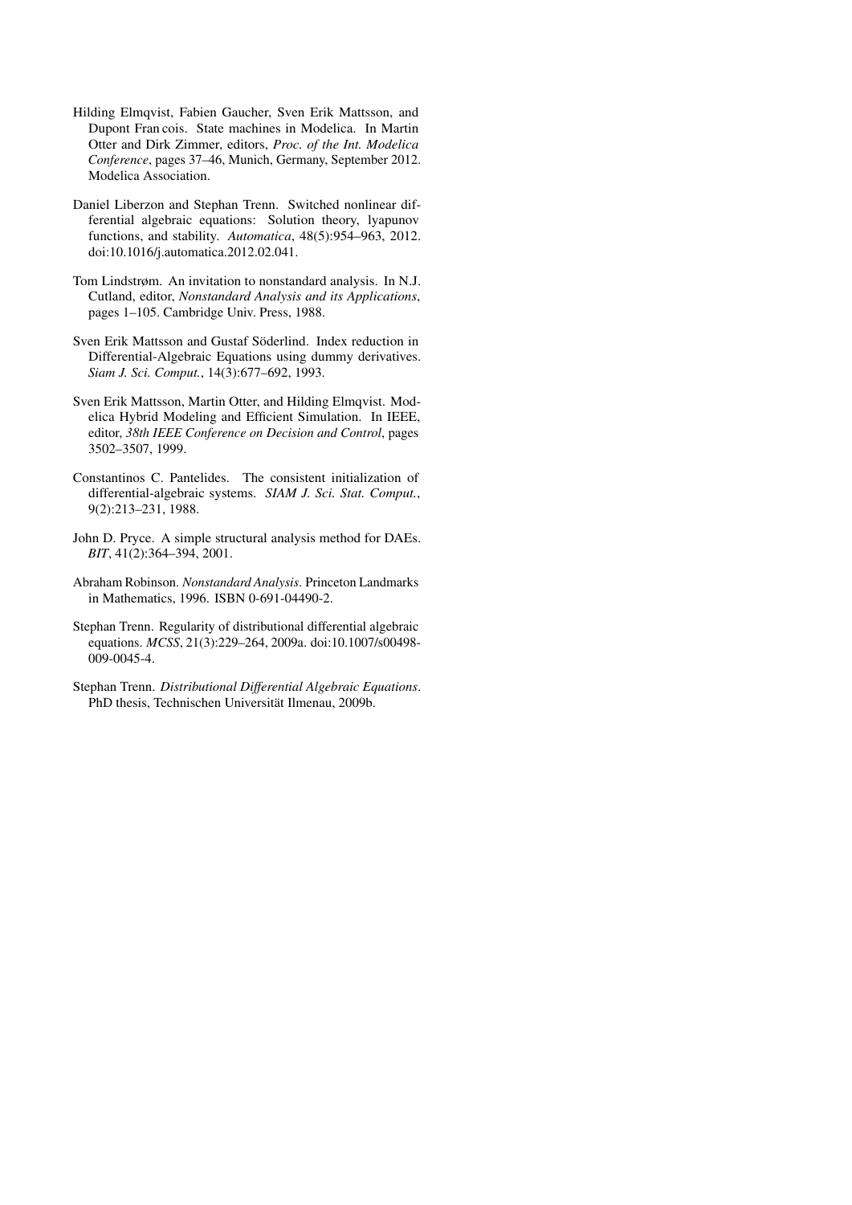Hilding Elmqvist, Fabien Gaucher, Sven Erik Mattsson, and Dupont Fran cois. State machines in Modelica. In Martin Otter and Dirk Zimmer, editors, *Proc. of the Int. Modelica Conference*, pages 37–46, Munich, Germany, September 2012. Modelica Association.

Daniel Liberzon and Stephan Trenn. Switched nonlinear differential algebraic equations: Solution theory, lyapunov functions, and stability. *Automatica*, 48(5):954–963, 2012. doi:10.1016/j.automatica.2012.02.041.

Tom Lindstrøm. An invitation to nonstandard analysis. In N.J. Cutland, editor, *Nonstandard Analysis and its Applications*, pages 1–105. Cambridge Univ. Press, 1988.

Sven Erik Mattsson and Gustaf Söderlind. Index reduction in Differential-Algebraic Equations using dummy derivatives. *Siam J. Sci. Comput.*, 14(3):677–692, 1993.

Sven Erik Mattsson, Martin Otter, and Hilding Elmqvist. Modelica Hybrid Modeling and Efficient Simulation. In IEEE, editor, *38th IEEE Conference on Decision and Control*, pages 3502–3507, 1999.

Constantinos C. Pantelides. The consistent initialization of differential-algebraic systems. *SIAM J. Sci. Stat. Comput.*, 9(2):213–231, 1988.

John D. Pryce. A simple structural analysis method for DAEs. *BIT*, 41(2):364–394, 2001.

Abraham Robinson. *Nonstandard Analysis*. Princeton Landmarks in Mathematics, 1996. ISBN 0-691-04490-2.

Stephan Trenn. Regularity of distributional differential algebraic equations. *MCSS*, 21(3):229–264, 2009a. doi:10.1007/s00498-009-0045-4.

Stephan Trenn. *Distributional Differential Algebraic Equations*. PhD thesis, Technischen Universität Ilmenau, 2009b.